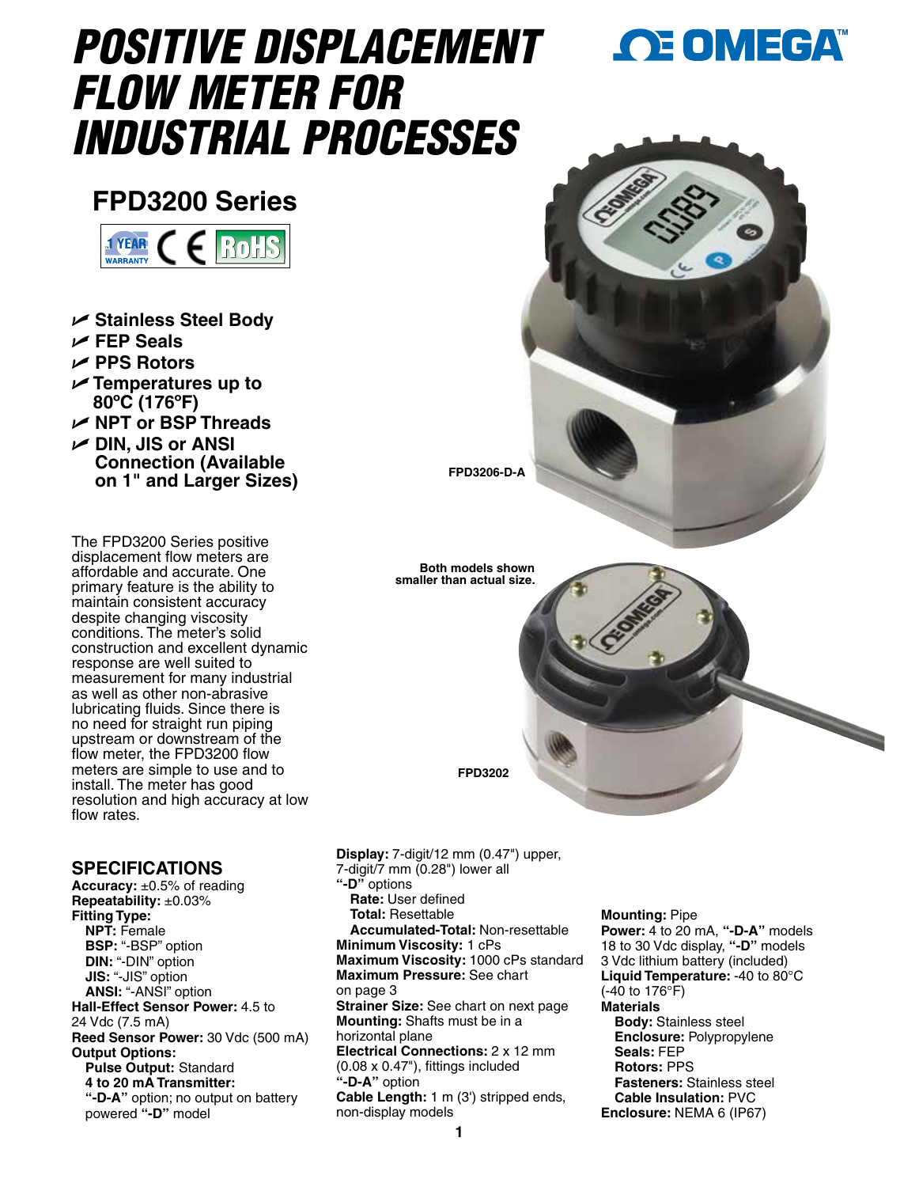# POSITIVE DISPLACEMENT FLOW METER FOR INDUSTRIAL PROCESSES

OMEGA™

## FPD3200 Series

1 YEAR WARRANTY · CE · RoHS

- Stainless Steel Body
- FEP Seals
- PPS Rotors
- Temperatures up to 80°C (176°F)
- NPT or BSP Threads
- DIN, JIS or ANSI Connection (Available on 1" and Larger Sizes)

FPD3206-D-A

Both models shown smaller than actual size.

FPD3202

The FPD3200 Series positive displacement flow meters are affordable and accurate. One primary feature is the ability to maintain consistent accuracy despite changing viscosity conditions. The meter's solid construction and excellent dynamic response are well suited to measurement for many industrial as well as other non-abrasive lubricating fluids. Since there is no need for straight run piping upstream or downstream of the flow meter, the FPD3200 flow meters are simple to use and to install. The meter has good resolution and high accuracy at low flow rates.

## SPECIFICATIONS

**Accuracy:** ±0.5% of reading
**Repeatability:** ±0.03%
**Fitting Type:**
 **NPT:** Female
 **BSP:** "-BSP" option
 **DIN:** "-DIN" option
 **JIS:** "-JIS" option
 **ANSI:** "-ANSI" option
**Hall-Effect Sensor Power:** 4.5 to 24 Vdc (7.5 mA)
**Reed Sensor Power:** 30 Vdc (500 mA)
**Output Options:**
 **Pulse Output:** Standard
 **4 to 20 mA Transmitter:** **"-D-A"** option; no output on battery powered **"-D"** model
**Display:** 7-digit/12 mm (0.47") upper, 7-digit/7 mm (0.28") lower all **"-D"** options
 **Rate:** User defined
 **Total:** Resettable
 **Accumulated-Total:** Non-resettable
**Minimum Viscosity:** 1 cPs
**Maximum Viscosity:** 1000 cPs standard
**Maximum Pressure:** See chart on page 3
**Strainer Size:** See chart on next page
**Mounting:** Shafts must be in a horizontal plane
**Electrical Connections:** 2 x 12 mm (0.08 x 0.47"), fittings included **"-D-A"** option
**Cable Length:** 1 m (3') stripped ends, non-display models
**Mounting:** Pipe
**Power:** 4 to 20 mA, **"-D-A"** models 18 to 30 Vdc display, **"-D"** models 3 Vdc lithium battery (included)
**Liquid Temperature:** -40 to 80°C (-40 to 176°F)
**Materials**
 **Body:** Stainless steel
 **Enclosure:** Polypropylene
 **Seals:** FEP
 **Rotors:** PPS
 **Fasteners:** Stainless steel
 **Cable Insulation:** PVC
**Enclosure:** NEMA 6 (IP67)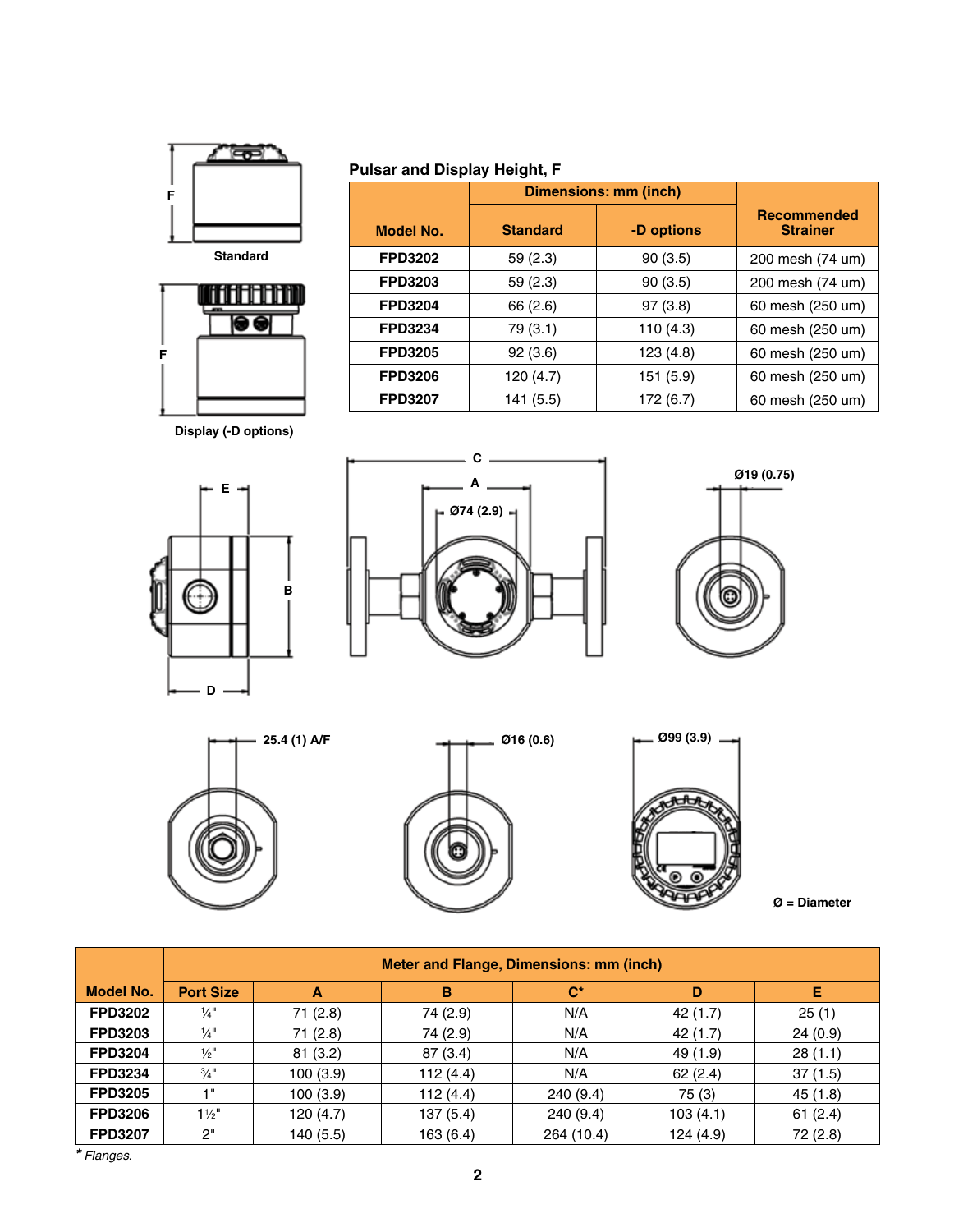Standard

Display (-D options)

### Pulsar and Display Height, F

| Model No. | Dimensions: mm (inch) | | Recommended Strainer |
|---|---|---|---|
| | Standard | -D options | |
| FPD3202 | 59 (2.3) | 90 (3.5) | 200 mesh (74 um) |
| FPD3203 | 59 (2.3) | 90 (3.5) | 200 mesh (74 um) |
| FPD3204 | 66 (2.6) | 97 (3.8) | 60 mesh (250 um) |
| FPD3234 | 79 (3.1) | 110 (4.3) | 60 mesh (250 um) |
| FPD3205 | 92 (3.6) | 123 (4.8) | 60 mesh (250 um) |
| FPD3206 | 120 (4.7) | 151 (5.9) | 60 mesh (250 um) |
| FPD3207 | 141 (5.5) | 172 (6.7) | 60 mesh (250 um) |

Ø74 (2.9)

Ø19 (0.75)

25.4 (1) A/F

Ø16 (0.6)

Ø99 (3.9)

Ø = Diameter

| Model No. | Meter and Flange, Dimensions: mm (inch) | | | | | |
|---|---|---|---|---|---|---|
| | Port Size | A | B | C* | D | E |
| FPD3202 | ¼" | 71 (2.8) | 74 (2.9) | N/A | 42 (1.7) | 25 (1) |
| FPD3203 | ¼" | 71 (2.8) | 74 (2.9) | N/A | 42 (1.7) | 24 (0.9) |
| FPD3204 | ½" | 81 (3.2) | 87 (3.4) | N/A | 49 (1.9) | 28 (1.1) |
| FPD3234 | ¾" | 100 (3.9) | 112 (4.4) | N/A | 62 (2.4) | 37 (1.5) |
| FPD3205 | 1" | 100 (3.9) | 112 (4.4) | 240 (9.4) | 75 (3) | 45 (1.8) |
| FPD3206 | 1½" | 120 (4.7) | 137 (5.4) | 240 (9.4) | 103 (4.1) | 61 (2.4) |
| FPD3207 | 2" | 140 (5.5) | 163 (6.4) | 264 (10.4) | 124 (4.9) | 72 (2.8) |

*\* Flanges.*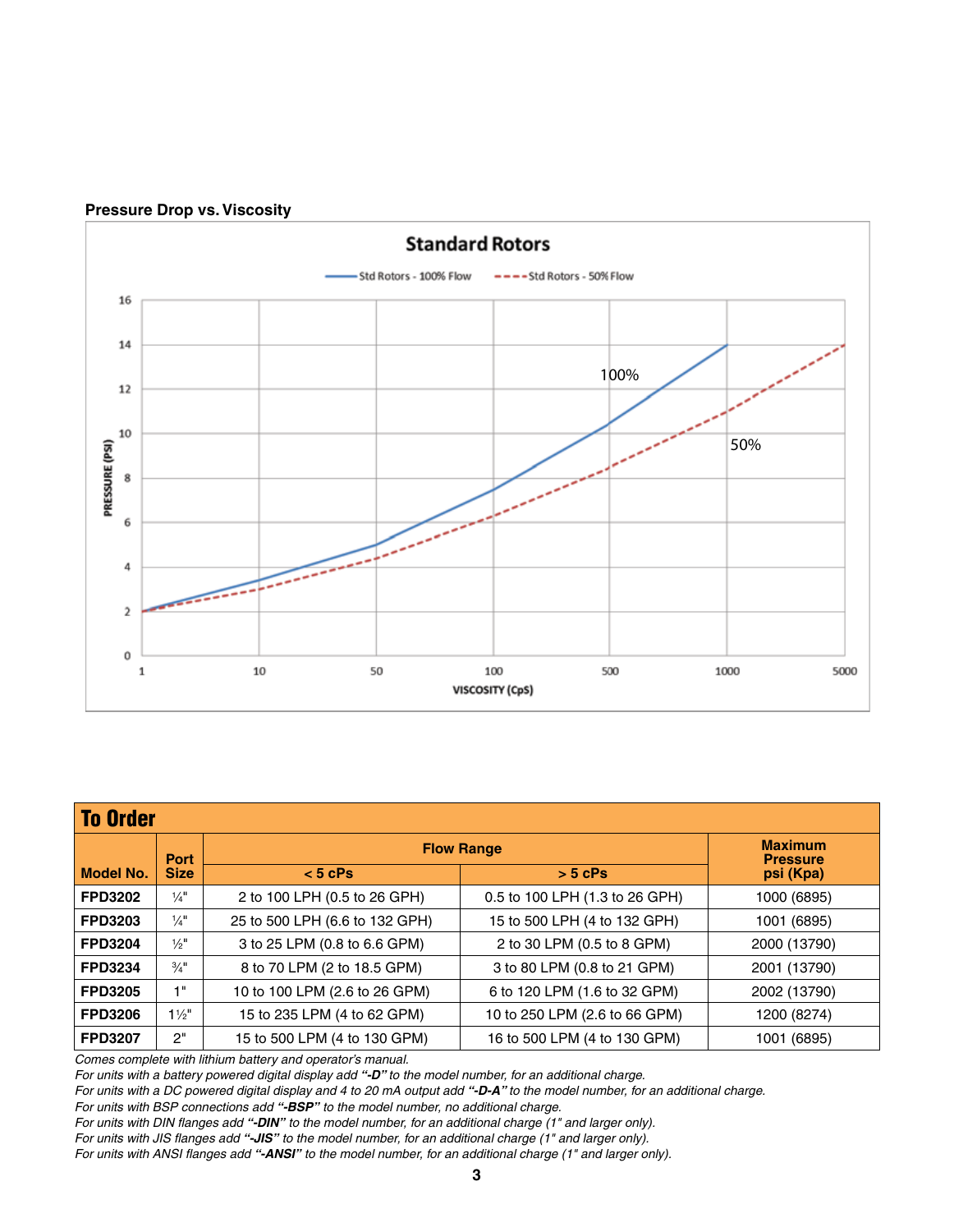**Pressure Drop vs. Viscosity**

Standard Rotors

Std Rotors - 100% Flow

Std Rotors - 50% Flow

PRESSURE (PSI)

16

14

12

10

8

6

4

2

0

1

10

50

100

500

1000

5000

VISCOSITY (CpS)

100%

50%

## To Order

| Model No. | Port Size | Flow Range | | Maximum Pressure psi (Kpa) |
|---|---|---|---|---|
| | | < 5 cPs | > 5 cPs | |
| **FPD3202** | ¼" | 2 to 100 LPH (0.5 to 26 GPH) | 0.5 to 100 LPH (1.3 to 26 GPH) | 1000 (6895) |
| **FPD3203** | ¼" | 25 to 500 LPH (6.6 to 132 GPH) | 15 to 500 LPH (4 to 132 GPH) | 1001 (6895) |
| **FPD3204** | ½" | 3 to 25 LPM (0.8 to 6.6 GPM) | 2 to 30 LPM (0.5 to 8 GPM) | 2000 (13790) |
| **FPD3234** | ¾" | 8 to 70 LPM (2 to 18.5 GPM) | 3 to 80 LPM (0.8 to 21 GPM) | 2001 (13790) |
| **FPD3205** | 1" | 10 to 100 LPM (2.6 to 26 GPM) | 6 to 120 LPM (1.6 to 32 GPM) | 2002 (13790) |
| **FPD3206** | 1½" | 15 to 235 LPM (4 to 62 GPM) | 10 to 250 LPM (2.6 to 66 GPM) | 1200 (8274) |
| **FPD3207** | 2" | 15 to 500 LPM (4 to 130 GPM) | 16 to 500 LPM (4 to 130 GPM) | 1001 (6895) |

*Comes complete with lithium battery and operator's manual.*
*For units with a battery powered digital display add **"-D"** to the model number, for an additional charge.*
*For units with a DC powered digital display and 4 to 20 mA output add **"-D-A"** to the model number, for an additional charge.*
*For units with BSP connections add **"-BSP"** to the model number, no additional charge.*
*For units with DIN flanges add **"-DIN"** to the model number, for an additional charge (1" and larger only).*
*For units with JIS flanges add **"-JIS"** to the model number, for an additional charge (1" and larger only).*
*For units with ANSI flanges add **"-ANSI"** to the model number, for an additional charge (1" and larger only).*